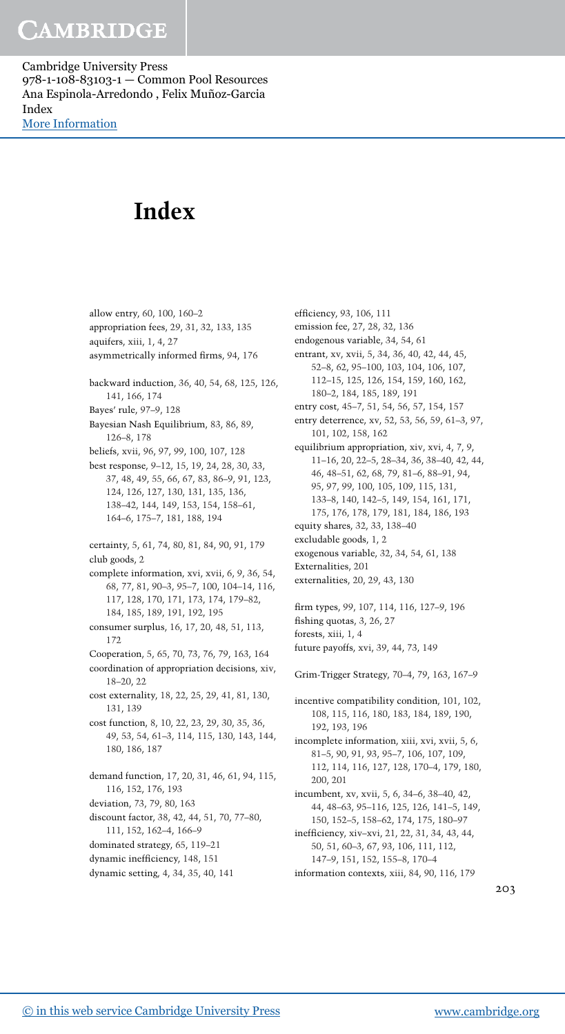# Index

allow entry, 60, 100, 160–2
appropriation fees, 29, 31, 32, 133, 135
aquifers, xiii, 1, 4, 27
asymmetrically informed firms, 94, 176

backward induction, 36, 40, 54, 68, 125, 126, 141, 166, 174
Bayes' rule, 97–9, 128
Bayesian Nash Equilibrium, 83, 86, 89, 126–8, 178
beliefs, xvii, 96, 97, 99, 100, 107, 128
best response, 9–12, 15, 19, 24, 28, 30, 33, 37, 48, 49, 55, 66, 67, 83, 86–9, 91, 123, 124, 126, 127, 130, 131, 135, 136, 138–42, 144, 149, 153, 154, 158–61, 164–6, 175–7, 181, 188, 194

certainty, 5, 61, 74, 80, 81, 84, 90, 91, 179
club goods, 2
complete information, xvi, xvii, 6, 9, 36, 54, 68, 77, 81, 90–3, 95–7, 100, 104–14, 116, 117, 128, 170, 171, 173, 174, 179–82, 184, 185, 189, 191, 192, 195
consumer surplus, 16, 17, 20, 48, 51, 113, 172
Cooperation, 5, 65, 70, 73, 76, 79, 163, 164
coordination of appropriation decisions, xiv, 18–20, 22
cost externality, 18, 22, 25, 29, 41, 81, 130, 131, 139
cost function, 8, 10, 22, 23, 29, 30, 35, 36, 49, 53, 54, 61–3, 114, 115, 130, 143, 144, 180, 186, 187

demand function, 17, 20, 31, 46, 61, 94, 115, 116, 152, 176, 193
deviation, 73, 79, 80, 163
discount factor, 38, 42, 44, 51, 70, 77–80, 111, 152, 162–4, 166–9
dominated strategy, 65, 119–21
dynamic inefficiency, 148, 151
dynamic setting, 4, 34, 35, 40, 141

efficiency, 93, 106, 111
emission fee, 27, 28, 32, 136
endogenous variable, 34, 54, 61
entrant, xv, xvii, 5, 34, 36, 40, 42, 44, 45, 52–8, 62, 95–100, 103, 104, 106, 107, 112–15, 125, 126, 154, 159, 160, 162, 180–2, 184, 185, 189, 191
entry cost, 45–7, 51, 54, 56, 57, 154, 157
entry deterrence, xv, 52, 53, 56, 59, 61–3, 97, 101, 102, 158, 162
equilibrium appropriation, xiv, xvi, 4, 7, 9, 11–16, 20, 22–5, 28–34, 36, 38–40, 42, 44, 46, 48–51, 62, 68, 79, 81–6, 88–91, 94, 95, 97, 99, 100, 105, 109, 115, 131, 133–8, 140, 142–5, 149, 154, 161, 171, 175, 176, 178, 179, 181, 184, 186, 193
equity shares, 32, 33, 138–40
excludable goods, 1, 2
exogenous variable, 32, 34, 54, 61, 138
Externalities, 201
externalities, 20, 29, 43, 130

firm types, 99, 107, 114, 116, 127–9, 196
fishing quotas, 3, 26, 27
forests, xiii, 1, 4
future payoffs, xvi, 39, 44, 73, 149

Grim-Trigger Strategy, 70–4, 79, 163, 167–9

incentive compatibility condition, 101, 102, 108, 115, 116, 180, 183, 184, 189, 190, 192, 193, 196
incomplete information, xiii, xvi, xvii, 5, 6, 81–5, 90, 91, 93, 95–7, 106, 107, 109, 112, 114, 116, 127, 128, 170–4, 179, 180, 200, 201
incumbent, xv, xvii, 5, 6, 34–6, 38–40, 42, 44, 48–63, 95–116, 125, 126, 141–5, 149, 150, 152–5, 158–62, 174, 175, 180–97
inefficiency, xiv–xvi, 21, 22, 31, 34, 43, 44, 50, 51, 60–3, 67, 93, 106, 111, 112, 147–9, 151, 152, 155–8, 170–4
information contexts, xiii, 84, 90, 116, 179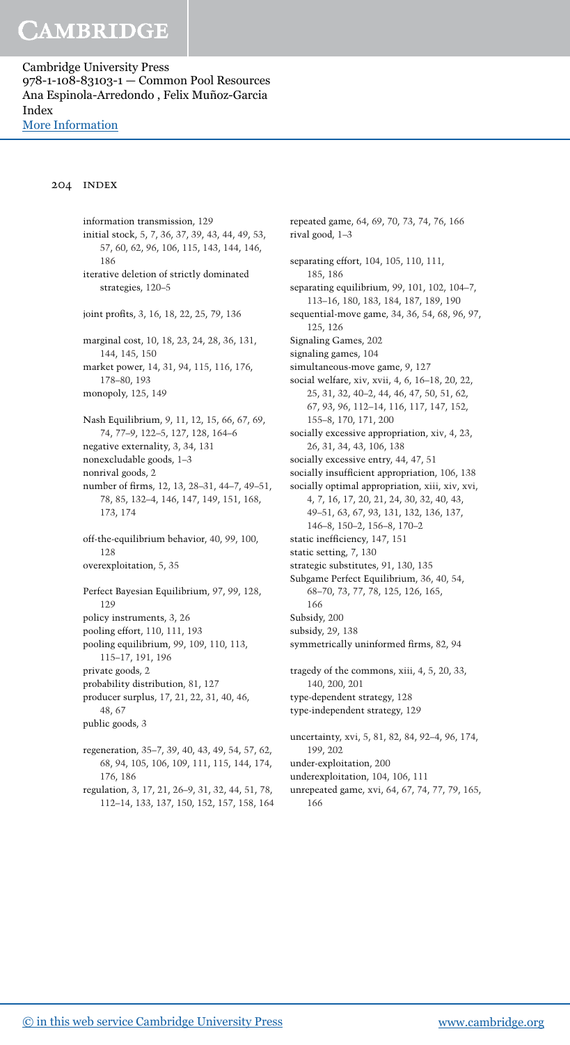information transmission, 129
initial stock, 5, 7, 36, 37, 39, 43, 44, 49, 53, 57, 60, 62, 96, 106, 115, 143, 144, 146, 186
iterative deletion of strictly dominated strategies, 120–5

joint profits, 3, 16, 18, 22, 25, 79, 136

marginal cost, 10, 18, 23, 24, 28, 36, 131, 144, 145, 150
market power, 14, 31, 94, 115, 116, 176, 178–80, 193
monopoly, 125, 149

Nash Equilibrium, 9, 11, 12, 15, 66, 67, 69, 74, 77–9, 122–5, 127, 128, 164–6
negative externality, 3, 34, 131
nonexcludable goods, 1–3
nonrival goods, 2
number of firms, 12, 13, 28–31, 44–7, 49–51, 78, 85, 132–4, 146, 147, 149, 151, 168, 173, 174

off-the-equilibrium behavior, 40, 99, 100, 128
overexploitation, 5, 35

Perfect Bayesian Equilibrium, 97, 99, 128, 129
policy instruments, 3, 26
pooling effort, 110, 111, 193
pooling equilibrium, 99, 109, 110, 113, 115–17, 191, 196
private goods, 2
probability distribution, 81, 127
producer surplus, 17, 21, 22, 31, 40, 46, 48, 67
public goods, 3

regeneration, 35–7, 39, 40, 43, 49, 54, 57, 62, 68, 94, 105, 106, 109, 111, 115, 144, 174, 176, 186
regulation, 3, 17, 21, 26–9, 31, 32, 44, 51, 78, 112–14, 133, 137, 150, 152, 157, 158, 164
repeated game, 64, 69, 70, 73, 74, 76, 166
rival good, 1–3

separating effort, 104, 105, 110, 111, 185, 186
separating equilibrium, 99, 101, 102, 104–7, 113–16, 180, 183, 184, 187, 189, 190
sequential-move game, 34, 36, 54, 68, 96, 97, 125, 126
Signaling Games, 202
signaling games, 104
simultaneous-move game, 9, 127
social welfare, xiv, xvii, 4, 6, 16–18, 20, 22, 25, 31, 40–2, 44, 46, 47, 50, 51, 62, 67, 93, 96, 112–14, 116, 117, 147, 152, 155–8, 170, 171, 200
socially excessive appropriation, xiv, 4, 23, 26, 31, 34, 43, 106, 138
socially excessive entry, 44, 47, 51
socially insufficient appropriation, 106, 138
socially optimal appropriation, xiii, xiv, xvi, 4, 7, 16, 17, 20, 21, 24, 30, 32, 40, 43, 49–51, 63, 67, 93, 131, 132, 136, 137, 146–8, 150–2, 156–8, 170–2
static inefficiency, 147, 151
static setting, 7, 130
strategic substitutes, 91, 130, 135
Subgame Perfect Equilibrium, 36, 40, 54, 68–70, 73, 77, 78, 125, 126, 165, 166
Subsidy, 200
subsidy, 29, 138
symmetrically uninformed firms, 82, 94

tragedy of the commons, xiii, 4, 5, 20, 33, 140, 200, 201
type-dependent strategy, 128
type-independent strategy, 129

uncertainty, xvi, 5, 81, 82, 84, 92–4, 96, 174, 199, 202
under-exploitation, 200
underexploitation, 104, 106, 111
unrepeated game, xvi, 64, 67, 74, 77, 79, 165, 166